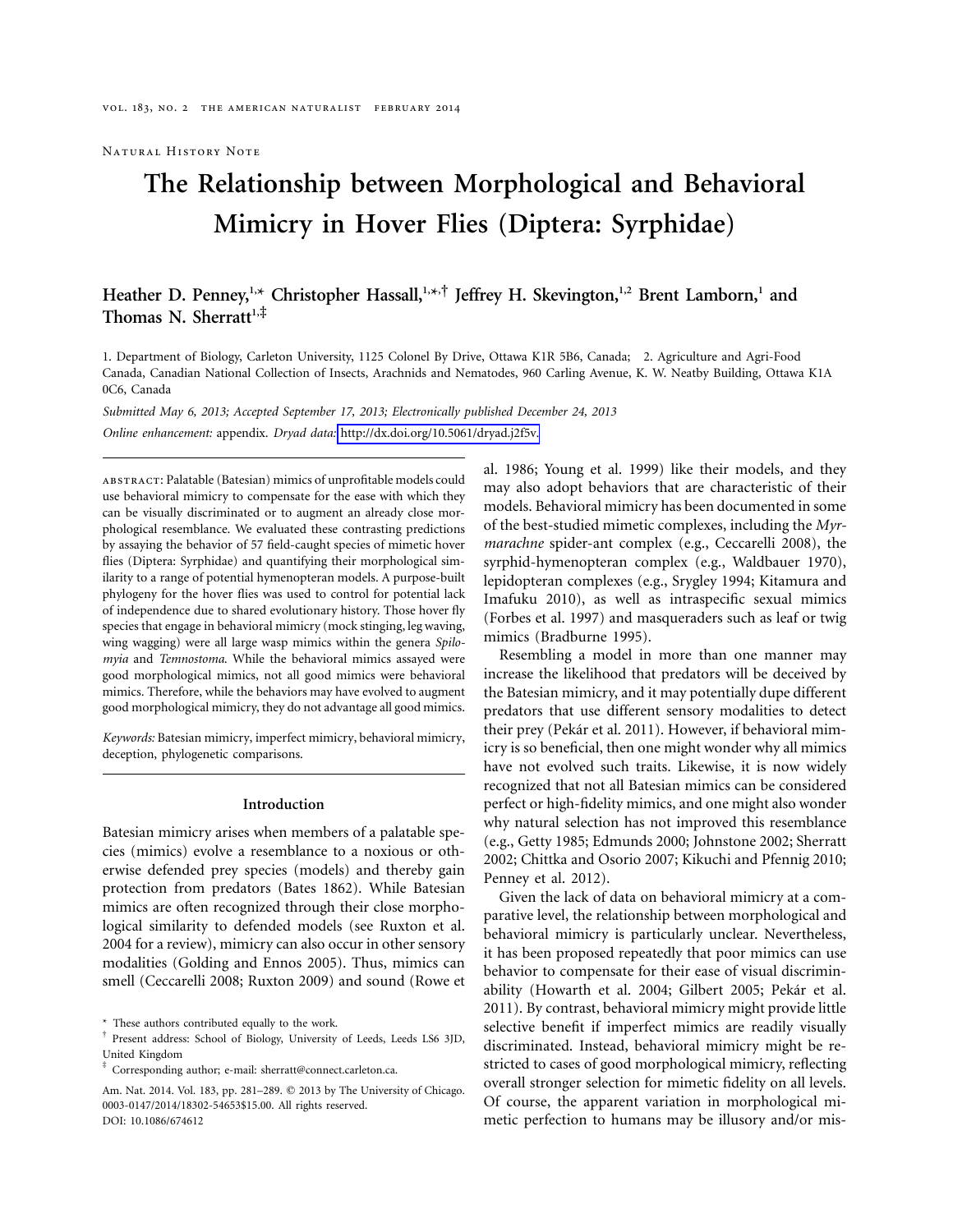Natural History Note

# The Relationship between Morphological and Behavioral Mimicry in Hover Flies (Diptera: Syrphidae)

**Heather D. Penney,[1,*] Christopher Hassall,[1,*,†] Jeffrey H. Skevington,[1,2] Brent Lamborn,[1] and Thomas N. Sherratt[1,‡]**

1. Department of Biology, Carleton University, 1125 Colonel By Drive, Ottawa K1R 5B6, Canada; 2. Agriculture and Agri-Food Canada, Canadian National Collection of Insects, Arachnids and Nematodes, 960 Carling Avenue, K. W. Neatby Building, Ottawa K1A 0C6, Canada

*Submitted May 6, 2013; Accepted September 17, 2013; Electronically published December 24, 2013*

*Online enhancement:* appendix. *Dryad data:* http://dx.doi.org/10.5061/dryad.j2f5v.

abstract: Palatable (Batesian) mimics of unprofitable models could use behavioral mimicry to compensate for the ease with which they can be visually discriminated or to augment an already close morphological resemblance. We evaluated these contrasting predictions by assaying the behavior of 57 field-caught species of mimetic hover flies (Diptera: Syrphidae) and quantifying their morphological similarity to a range of potential hymenopteran models. A purpose-built phylogeny for the hover flies was used to control for potential lack of independence due to shared evolutionary history. Those hover fly species that engage in behavioral mimicry (mock stinging, leg waving, wing wagging) were all large wasp mimics within the genera *Spilomyia* and *Temnostoma*. While the behavioral mimics assayed were good morphological mimics, not all good mimics were behavioral mimics. Therefore, while the behaviors may have evolved to augment good morphological mimicry, they do not advantage all good mimics.

*Keywords:* Batesian mimicry, imperfect mimicry, behavioral mimicry, deception, phylogenetic comparisons.

## Introduction

Batesian mimicry arises when members of a palatable species (mimics) evolve a resemblance to a noxious or otherwise defended prey species (models) and thereby gain protection from predators (Bates 1862). While Batesian mimics are often recognized through their close morphological similarity to defended models (see Ruxton et al. 2004 for a review), mimicry can also occur in other sensory modalities (Golding and Ennos 2005). Thus, mimics can smell (Ceccarelli 2008; Ruxton 2009) and sound (Rowe et al. 1986; Young et al. 1999) like their models, and they may also adopt behaviors that are characteristic of their models. Behavioral mimicry has been documented in some of the best-studied mimetic complexes, including the *Myrmarachne* spider-ant complex (e.g., Ceccarelli 2008), the syrphid-hymenopteran complex (e.g., Waldbauer 1970), lepidopteran complexes (e.g., Srygley 1994; Kitamura and Imafuku 2010), as well as intraspecific sexual mimics (Forbes et al. 1997) and masqueraders such as leaf or twig mimics (Bradburne 1995).

Resembling a model in more than one manner may increase the likelihood that predators will be deceived by the Batesian mimicry, and it may potentially dupe different predators that use different sensory modalities to detect their prey (Pekár et al. 2011). However, if behavioral mimicry is so beneficial, then one might wonder why all mimics have not evolved such traits. Likewise, it is now widely recognized that not all Batesian mimics can be considered perfect or high-fidelity mimics, and one might also wonder why natural selection has not improved this resemblance (e.g., Getty 1985; Edmunds 2000; Johnstone 2002; Sherratt 2002; Chittka and Osorio 2007; Kikuchi and Pfennig 2010; Penney et al. 2012).

Given the lack of data on behavioral mimicry at a comparative level, the relationship between morphological and behavioral mimicry is particularly unclear. Nevertheless, it has been proposed repeatedly that poor mimics can use behavior to compensate for their ease of visual discriminability (Howarth et al. 2004; Gilbert 2005; Pekár et al. 2011). By contrast, behavioral mimicry might provide little selective benefit if imperfect mimics are readily visually discriminated. Instead, behavioral mimicry might be restricted to cases of good morphological mimicry, reflecting overall stronger selection for mimetic fidelity on all levels. Of course, the apparent variation in morphological mimetic perfection to humans may be illusory and/or mis-

\* These authors contributed equally to the work.

† Present address: School of Biology, University of Leeds, Leeds LS6 3JD, United Kingdom

‡ Corresponding author; e-mail: sherratt@connect.carleton.ca.

Am. Nat. 2014. Vol. 183, pp. 281–289. © 2013 by The University of Chicago. 0003-0147/2014/18302-54653$15.00. All rights reserved.
DOI: 10.1086/674612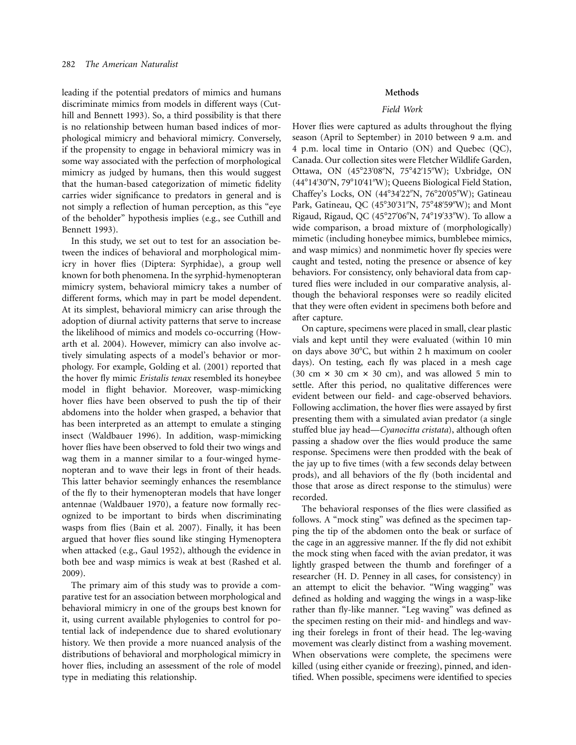leading if the potential predators of mimics and humans discriminate mimics from models in different ways (Cuthill and Bennett 1993). So, a third possibility is that there is no relationship between human based indices of morphological mimicry and behavioral mimicry. Conversely, if the propensity to engage in behavioral mimicry was in some way associated with the perfection of morphological mimicry as judged by humans, then this would suggest that the human-based categorization of mimetic fidelity carries wider significance to predators in general and is not simply a reflection of human perception, as this "eye of the beholder" hypothesis implies (e.g., see Cuthill and Bennett 1993).

In this study, we set out to test for an association between the indices of behavioral and morphological mimicry in hover flies (Diptera: Syrphidae), a group well known for both phenomena. In the syrphid-hymenopteran mimicry system, behavioral mimicry takes a number of different forms, which may in part be model dependent. At its simplest, behavioral mimicry can arise through the adoption of diurnal activity patterns that serve to increase the likelihood of mimics and models co-occurring (Howarth et al. 2004). However, mimicry can also involve actively simulating aspects of a model's behavior or morphology. For example, Golding et al. (2001) reported that the hover fly mimic *Eristalis tenax* resembled its honeybee model in flight behavior. Moreover, wasp-mimicking hover flies have been observed to push the tip of their abdomens into the holder when grasped, a behavior that has been interpreted as an attempt to emulate a stinging insect (Waldbauer 1996). In addition, wasp-mimicking hover flies have been observed to fold their two wings and wag them in a manner similar to a four-winged hymenopteran and to wave their legs in front of their heads. This latter behavior seemingly enhances the resemblance of the fly to their hymenopteran models that have longer antennae (Waldbauer 1970), a feature now formally recognized to be important to birds when discriminating wasps from flies (Bain et al. 2007). Finally, it has been argued that hover flies sound like stinging Hymenoptera when attacked (e.g., Gaul 1952), although the evidence in both bee and wasp mimics is weak at best (Rashed et al. 2009).

The primary aim of this study was to provide a comparative test for an association between morphological and behavioral mimicry in one of the groups best known for it, using current available phylogenies to control for potential lack of independence due to shared evolutionary history. We then provide a more nuanced analysis of the distributions of behavioral and morphological mimicry in hover flies, including an assessment of the role of model type in mediating this relationship.

## Methods

### Field Work

Hover flies were captured as adults throughout the flying season (April to September) in 2010 between 9 a.m. and 4 p.m. local time in Ontario (ON) and Quebec (QC), Canada. Our collection sites were Fletcher Wildlife Garden, Ottawa, ON (45°23′08″N, 75°42′15″W); Uxbridge, ON (44°14′30″N, 79°10′41″W); Queens Biological Field Station, Chaffey's Locks, ON (44°34′22″N, 76°20′05″W); Gatineau Park, Gatineau, QC (45°30′31″N, 75°48′59″W); and Mont Rigaud, Rigaud, QC (45°27′06″N, 74°19′33″W). To allow a wide comparison, a broad mixture of (morphologically) mimetic (including honeybee mimics, bumblebee mimics, and wasp mimics) and nonmimetic hover fly species were caught and tested, noting the presence or absence of key behaviors. For consistency, only behavioral data from captured flies were included in our comparative analysis, although the behavioral responses were so readily elicited that they were often evident in specimens both before and after capture.

On capture, specimens were placed in small, clear plastic vials and kept until they were evaluated (within 10 min on days above 30°C, but within 2 h maximum on cooler days). On testing, each fly was placed in a mesh cage (30 cm × 30 cm × 30 cm), and was allowed 5 min to settle. After this period, no qualitative differences were evident between our field- and cage-observed behaviors. Following acclimation, the hover flies were assayed by first presenting them with a simulated avian predator (a single stuffed blue jay head—*Cyanocitta cristata*), although often passing a shadow over the flies would produce the same response. Specimens were then prodded with the beak of the jay up to five times (with a few seconds delay between prods), and all behaviors of the fly (both incidental and those that arose as direct response to the stimulus) were recorded.

The behavioral responses of the flies were classified as follows. A "mock sting" was defined as the specimen tapping the tip of the abdomen onto the beak or surface of the cage in an aggressive manner. If the fly did not exhibit the mock sting when faced with the avian predator, it was lightly grasped between the thumb and forefinger of a researcher (H. D. Penney in all cases, for consistency) in an attempt to elicit the behavior. "Wing wagging" was defined as holding and wagging the wings in a wasp-like rather than fly-like manner. "Leg waving" was defined as the specimen resting on their mid- and hindlegs and waving their forelegs in front of their head. The leg-waving movement was clearly distinct from a washing movement. When observations were complete, the specimens were killed (using either cyanide or freezing), pinned, and identified. When possible, specimens were identified to species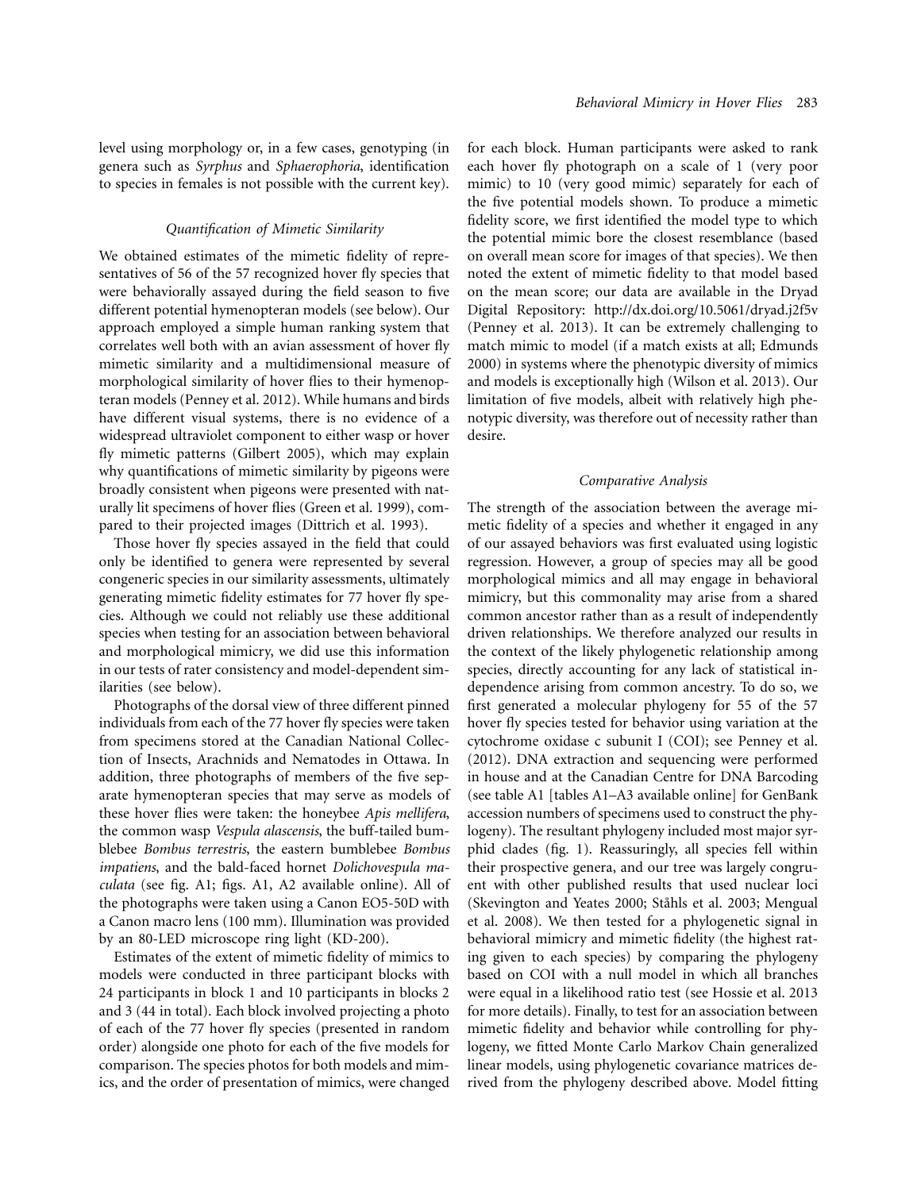level using morphology or, in a few cases, genotyping (in genera such as *Syrphus* and *Sphaerophoria*, identification to species in females is not possible with the current key).

### *Quantification of Mimetic Similarity*

We obtained estimates of the mimetic fidelity of representatives of 56 of the 57 recognized hover fly species that were behaviorally assayed during the field season to five different potential hymenopteran models (see below). Our approach employed a simple human ranking system that correlates well both with an avian assessment of hover fly mimetic similarity and a multidimensional measure of morphological similarity of hover flies to their hymenopteran models (Penney et al. 2012). While humans and birds have different visual systems, there is no evidence of a widespread ultraviolet component to either wasp or hover fly mimetic patterns (Gilbert 2005), which may explain why quantifications of mimetic similarity by pigeons were broadly consistent when pigeons were presented with naturally lit specimens of hover flies (Green et al. 1999), compared to their projected images (Dittrich et al. 1993).

Those hover fly species assayed in the field that could only be identified to genera were represented by several congeneric species in our similarity assessments, ultimately generating mimetic fidelity estimates for 77 hover fly species. Although we could not reliably use these additional species when testing for an association between behavioral and morphological mimicry, we did use this information in our tests of rater consistency and model-dependent similarities (see below).

Photographs of the dorsal view of three different pinned individuals from each of the 77 hover fly species were taken from specimens stored at the Canadian National Collection of Insects, Arachnids and Nematodes in Ottawa. In addition, three photographs of members of the five separate hymenopteran species that may serve as models of these hover flies were taken: the honeybee *Apis mellifera*, the common wasp *Vespula alascensis*, the buff-tailed bumblebee *Bombus terrestris*, the eastern bumblebee *Bombus impatiens*, and the bald-faced hornet *Dolichovespula maculata* (see fig. A1; figs. A1, A2 available online). All of the photographs were taken using a Canon EO5-50D with a Canon macro lens (100 mm). Illumination was provided by an 80-LED microscope ring light (KD-200).

Estimates of the extent of mimetic fidelity of mimics to models were conducted in three participant blocks with 24 participants in block 1 and 10 participants in blocks 2 and 3 (44 in total). Each block involved projecting a photo of each of the 77 hover fly species (presented in random order) alongside one photo for each of the five models for comparison. The species photos for both models and mimics, and the order of presentation of mimics, were changed for each block. Human participants were asked to rank each hover fly photograph on a scale of 1 (very poor mimic) to 10 (very good mimic) separately for each of the five potential models shown. To produce a mimetic fidelity score, we first identified the model type to which the potential mimic bore the closest resemblance (based on overall mean score for images of that species). We then noted the extent of mimetic fidelity to that model based on the mean score; our data are available in the Dryad Digital Repository: http://dx.doi.org/10.5061/dryad.j2f5v (Penney et al. 2013). It can be extremely challenging to match mimic to model (if a match exists at all; Edmunds 2000) in systems where the phenotypic diversity of mimics and models is exceptionally high (Wilson et al. 2013). Our limitation of five models, albeit with relatively high phenotypic diversity, was therefore out of necessity rather than desire.

### *Comparative Analysis*

The strength of the association between the average mimetic fidelity of a species and whether it engaged in any of our assayed behaviors was first evaluated using logistic regression. However, a group of species may all be good morphological mimics and all may engage in behavioral mimicry, but this commonality may arise from a shared common ancestor rather than as a result of independently driven relationships. We therefore analyzed our results in the context of the likely phylogenetic relationship among species, directly accounting for any lack of statistical independence arising from common ancestry. To do so, we first generated a molecular phylogeny for 55 of the 57 hover fly species tested for behavior using variation at the cytochrome oxidase c subunit I (COI); see Penney et al. (2012). DNA extraction and sequencing were performed in house and at the Canadian Centre for DNA Barcoding (see table A1 [tables A1–A3 available online] for GenBank accession numbers of specimens used to construct the phylogeny). The resultant phylogeny included most major syrphid clades (fig. 1). Reassuringly, all species fell within their prospective genera, and our tree was largely congruent with other published results that used nuclear loci (Skevington and Yeates 2000; Ståhls et al. 2003; Mengual et al. 2008). We then tested for a phylogenetic signal in behavioral mimicry and mimetic fidelity (the highest rating given to each species) by comparing the phylogeny based on COI with a null model in which all branches were equal in a likelihood ratio test (see Hossie et al. 2013 for more details). Finally, to test for an association between mimetic fidelity and behavior while controlling for phylogeny, we fitted Monte Carlo Markov Chain generalized linear models, using phylogenetic covariance matrices derived from the phylogeny described above. Model fitting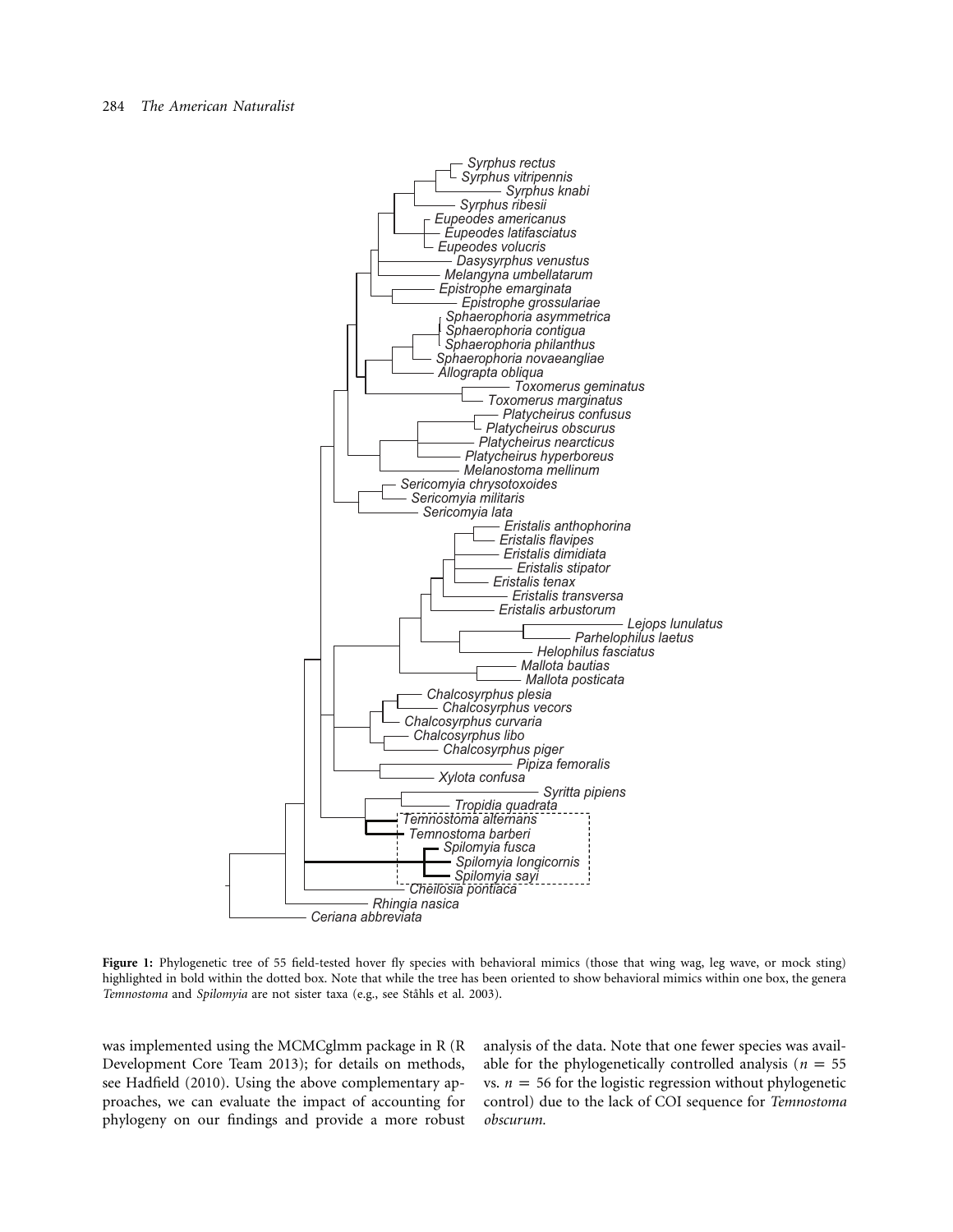**Figure 1:** Phylogenetic tree of 55 field-tested hover fly species with behavioral mimics (those that wing wag, leg wave, or mock sting) highlighted in bold within the dotted box. Note that while the tree has been oriented to show behavioral mimics within one box, the genera *Temnostoma* and *Spilomyia* are not sister taxa (e.g., see Ståhls et al. 2003).

was implemented using the MCMCglmm package in R (R Development Core Team 2013); for details on methods, see Hadfield (2010). Using the above complementary approaches, we can evaluate the impact of accounting for phylogeny on our findings and provide a more robust analysis of the data. Note that one fewer species was available for the phylogenetically controlled analysis ($n = 55$ vs. $n = 56$ for the logistic regression without phylogenetic control) due to the lack of COI sequence for *Temnostoma obscurum.*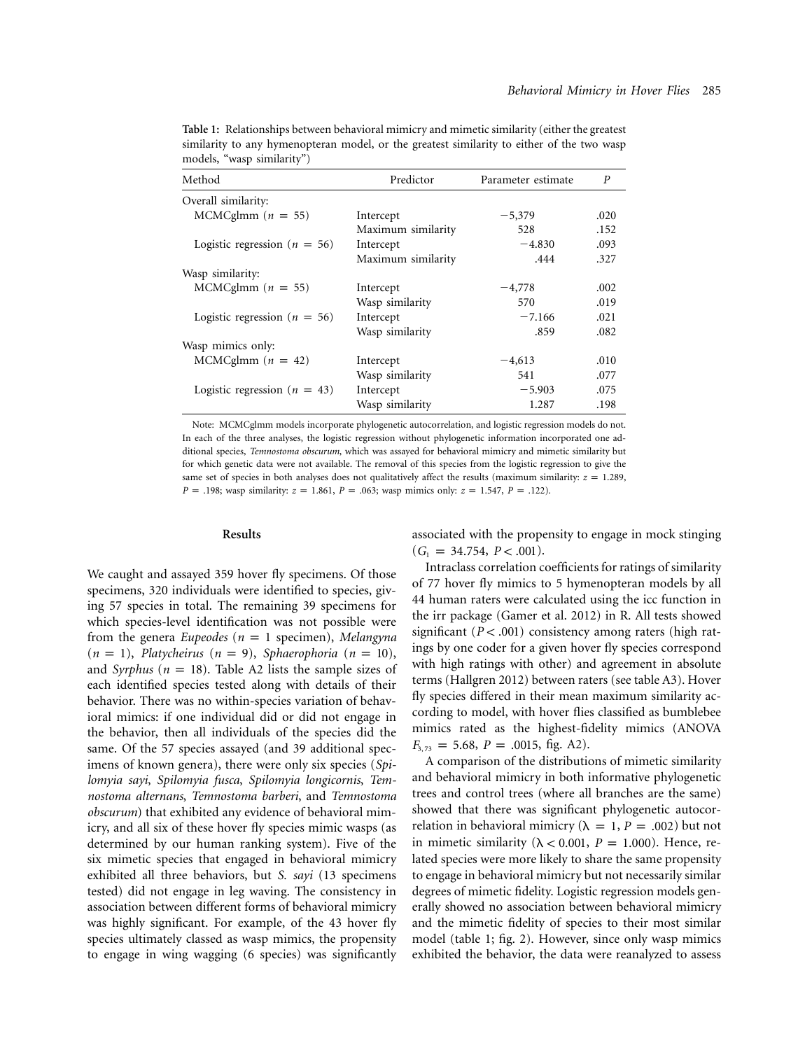**Table 1:** Relationships between behavioral mimicry and mimetic similarity (either the greatest similarity to any hymenopteran model, or the greatest similarity to either of the two wasp models, "wasp similarity")

| Method | Predictor | Parameter estimate | $P$ |
|---|---|---|---|
| Overall similarity: | | | |
| MCMCglmm ($n = 55$) | Intercept | −5,379 | .020 |
| | Maximum similarity | 528 | .152 |
| Logistic regression ($n = 56$) | Intercept | −4.830 | .093 |
| | Maximum similarity | .444 | .327 |
| Wasp similarity: | | | |
| MCMCglmm ($n = 55$) | Intercept | −4,778 | .002 |
| | Wasp similarity | 570 | .019 |
| Logistic regression ($n = 56$) | Intercept | −7.166 | .021 |
| | Wasp similarity | .859 | .082 |
| Wasp mimics only: | | | |
| MCMCglmm ($n = 42$) | Intercept | −4,613 | .010 |
| | Wasp similarity | 541 | .077 |
| Logistic regression ($n = 43$) | Intercept | −5.903 | .075 |
| | Wasp similarity | 1.287 | .198 |

Note: MCMCglmm models incorporate phylogenetic autocorrelation, and logistic regression models do not. In each of the three analyses, the logistic regression without phylogenetic information incorporated one additional species, *Temnostoma obscurum*, which was assayed for behavioral mimicry and mimetic similarity but for which genetic data were not available. The removal of this species from the logistic regression to give the same set of species in both analyses does not qualitatively affect the results (maximum similarity: $z = 1.289$, $P = .198$; wasp similarity: $z = 1.861$, $P = .063$; wasp mimics only: $z = 1.547$, $P = .122$).

## Results

We caught and assayed 359 hover fly specimens. Of those specimens, 320 individuals were identified to species, giving 57 species in total. The remaining 39 specimens for which species-level identification was not possible were from the genera *Eupeodes* ($n = 1$ specimen), *Melangyna* ($n = 1$), *Platycheirus* ($n = 9$), *Sphaerophoria* ($n = 10$), and *Syrphus* ($n = 18$). Table A2 lists the sample sizes of each identified species tested along with details of their behavior. There was no within-species variation of behavioral mimics: if one individual did or did not engage in the behavior, then all individuals of the species did the same. Of the 57 species assayed (and 39 additional specimens of known genera), there were only six species (*Spilomyia sayi*, *Spilomyia fusca*, *Spilomyia longicornis*, *Temnostoma alternans*, *Temnostoma barberi*, and *Temnostoma obscurum*) that exhibited any evidence of behavioral mimicry, and all six of these hover fly species mimic wasps (as determined by our human ranking system). Five of the six mimetic species that engaged in behavioral mimicry exhibited all three behaviors, but *S. sayi* (13 specimens tested) did not engage in leg waving. The consistency in association between different forms of behavioral mimicry was highly significant. For example, of the 43 hover fly species ultimately classed as wasp mimics, the propensity to engage in wing wagging (6 species) was significantly associated with the propensity to engage in mock stinging ($G_1 = 34.754$, $P < .001$).

Intraclass correlation coefficients for ratings of similarity of 77 hover fly mimics to 5 hymenopteran models by all 44 human raters were calculated using the icc function in the irr package (Gamer et al. 2012) in R. All tests showed significant ($P < .001$) consistency among raters (high ratings by one coder for a given hover fly species correspond with high ratings with other) and agreement in absolute terms (Hallgren 2012) between raters (see table A3). Hover fly species differed in their mean maximum similarity according to model, with hover flies classified as bumblebee mimics rated as the highest-fidelity mimics (ANOVA $F_{3,73} = 5.68$, $P = .0015$, fig. A2).

A comparison of the distributions of mimetic similarity and behavioral mimicry in both informative phylogenetic trees and control trees (where all branches are the same) showed that there was significant phylogenetic autocorrelation in behavioral mimicry ($\lambda = 1$, $P = .002$) but not in mimetic similarity ($\lambda < 0.001$, $P = 1.000$). Hence, related species were more likely to share the same propensity to engage in behavioral mimicry but not necessarily similar degrees of mimetic fidelity. Logistic regression models generally showed no association between behavioral mimicry and the mimetic fidelity of species to their most similar model (table 1; fig. 2). However, since only wasp mimics exhibited the behavior, the data were reanalyzed to assess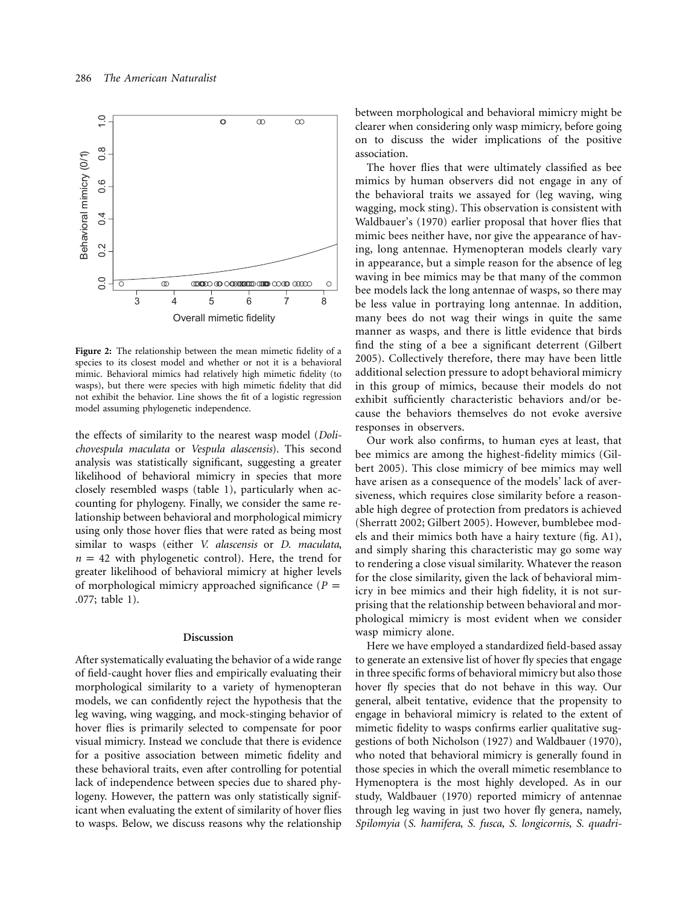**Figure 2:** The relationship between the mean mimetic fidelity of a species to its closest model and whether or not it is a behavioral mimic. Behavioral mimics had relatively high mimetic fidelity (to wasps), but there were species with high mimetic fidelity that did not exhibit the behavior. Line shows the fit of a logistic regression model assuming phylogenetic independence.

the effects of similarity to the nearest wasp model (*Dolichovespula maculata* or *Vespula alascensis*). This second analysis was statistically significant, suggesting a greater likelihood of behavioral mimicry in species that more closely resembled wasps (table 1), particularly when accounting for phylogeny. Finally, we consider the same relationship between behavioral and morphological mimicry using only those hover flies that were rated as being most similar to wasps (either *V. alascensis* or *D. maculata*, $n = 42$ with phylogenetic control). Here, the trend for greater likelihood of behavioral mimicry at higher levels of morphological mimicry approached significance ($P = .077$; table 1).

## Discussion

After systematically evaluating the behavior of a wide range of field-caught hover flies and empirically evaluating their morphological similarity to a variety of hymenopteran models, we can confidently reject the hypothesis that the leg waving, wing wagging, and mock-stinging behavior of hover flies is primarily selected to compensate for poor visual mimicry. Instead we conclude that there is evidence for a positive association between mimetic fidelity and these behavioral traits, even after controlling for potential lack of independence between species due to shared phylogeny. However, the pattern was only statistically significant when evaluating the extent of similarity of hover flies to wasps. Below, we discuss reasons why the relationship between morphological and behavioral mimicry might be clearer when considering only wasp mimicry, before going on to discuss the wider implications of the positive association.

The hover flies that were ultimately classified as bee mimics by human observers did not engage in any of the behavioral traits we assayed for (leg waving, wing wagging, mock sting). This observation is consistent with Waldbauer's (1970) earlier proposal that hover flies that mimic bees neither have, nor give the appearance of having, long antennae. Hymenopteran models clearly vary in appearance, but a simple reason for the absence of leg waving in bee mimics may be that many of the common bee models lack the long antennae of wasps, so there may be less value in portraying long antennae. In addition, many bees do not wag their wings in quite the same manner as wasps, and there is little evidence that birds find the sting of a bee a significant deterrent (Gilbert 2005). Collectively therefore, there may have been little additional selection pressure to adopt behavioral mimicry in this group of mimics, because their models do not exhibit sufficiently characteristic behaviors and/or because the behaviors themselves do not evoke aversive responses in observers.

Our work also confirms, to human eyes at least, that bee mimics are among the highest-fidelity mimics (Gilbert 2005). This close mimicry of bee mimics may well have arisen as a consequence of the models' lack of aversiveness, which requires close similarity before a reasonable high degree of protection from predators is achieved (Sherratt 2002; Gilbert 2005). However, bumblebee models and their mimics both have a hairy texture (fig. A1), and simply sharing this characteristic may go some way to rendering a close visual similarity. Whatever the reason for the close similarity, given the lack of behavioral mimicry in bee mimics and their high fidelity, it is not surprising that the relationship between behavioral and morphological mimicry is most evident when we consider wasp mimicry alone.

Here we have employed a standardized field-based assay to generate an extensive list of hover fly species that engage in three specific forms of behavioral mimicry but also those hover fly species that do not behave in this way. Our general, albeit tentative, evidence that the propensity to engage in behavioral mimicry is related to the extent of mimetic fidelity to wasps confirms earlier qualitative suggestions of both Nicholson (1927) and Waldbauer (1970), who noted that behavioral mimicry is generally found in those species in which the overall mimetic resemblance to Hymenoptera is the most highly developed. As in our study, Waldbauer (1970) reported mimicry of antennae through leg waving in just two hover fly genera, namely, *Spilomyia* (*S. hamifera*, *S. fusca*, *S. longicornis*, *S. quadri-*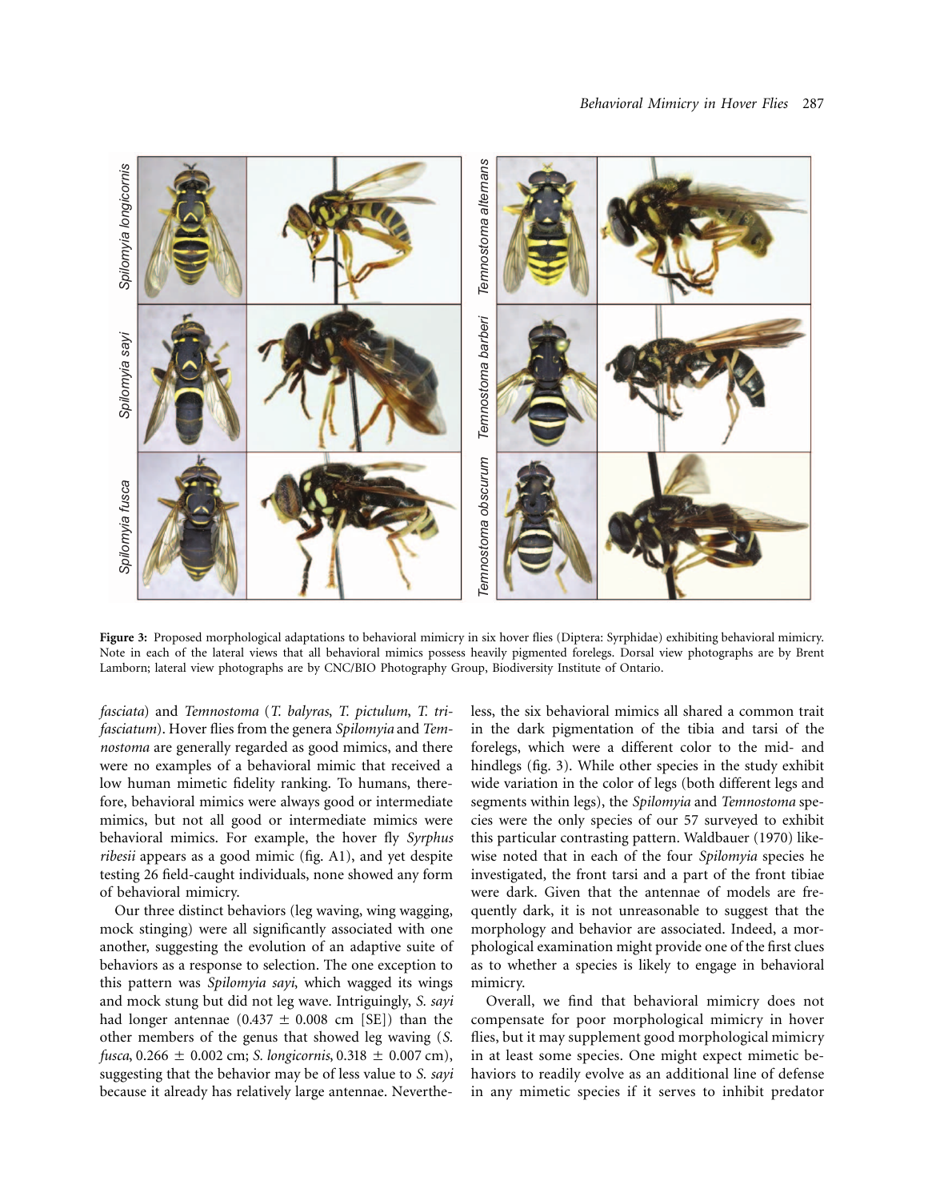**Figure 3:** Proposed morphological adaptations to behavioral mimicry in six hover flies (Diptera: Syrphidae) exhibiting behavioral mimicry. Note in each of the lateral views that all behavioral mimics possess heavily pigmented forelegs. Dorsal view photographs are by Brent Lamborn; lateral view photographs are by CNC/BIO Photography Group, Biodiversity Institute of Ontario.

*fasciata*) and *Temnostoma* (*T. balyras*, *T. pictulum*, *T. trifasciatum*). Hover flies from the genera *Spilomyia* and *Temnostoma* are generally regarded as good mimics, and there were no examples of a behavioral mimic that received a low human mimetic fidelity ranking. To humans, therefore, behavioral mimics were always good or intermediate mimics, but not all good or intermediate mimics were behavioral mimics. For example, the hover fly *Syrphus ribesii* appears as a good mimic (fig. A1), and yet despite testing 26 field-caught individuals, none showed any form of behavioral mimicry.

Our three distinct behaviors (leg waving, wing wagging, mock stinging) were all significantly associated with one another, suggesting the evolution of an adaptive suite of behaviors as a response to selection. The one exception to this pattern was *Spilomyia sayi*, which wagged its wings and mock stung but did not leg wave. Intriguingly, *S. sayi* had longer antennae (0.437 ± 0.008 cm [SE]) than the other members of the genus that showed leg waving (*S. fusca*, 0.266 ± 0.002 cm; *S. longicornis*, 0.318 ± 0.007 cm), suggesting that the behavior may be of less value to *S. sayi* because it already has relatively large antennae. Nevertheless, the six behavioral mimics all shared a common trait in the dark pigmentation of the tibia and tarsi of the forelegs, which were a different color to the mid- and hindlegs (fig. 3). While other species in the study exhibit wide variation in the color of legs (both different legs and segments within legs), the *Spilomyia* and *Temnostoma* species were the only species of our 57 surveyed to exhibit this particular contrasting pattern. Waldbauer (1970) likewise noted that in each of the four *Spilomyia* species he investigated, the front tarsi and a part of the front tibiae were dark. Given that the antennae of models are frequently dark, it is not unreasonable to suggest that the morphology and behavior are associated. Indeed, a morphological examination might provide one of the first clues as to whether a species is likely to engage in behavioral mimicry.

Overall, we find that behavioral mimicry does not compensate for poor morphological mimicry in hover flies, but it may supplement good morphological mimicry in at least some species. One might expect mimetic behaviors to readily evolve as an additional line of defense in any mimetic species if it serves to inhibit predator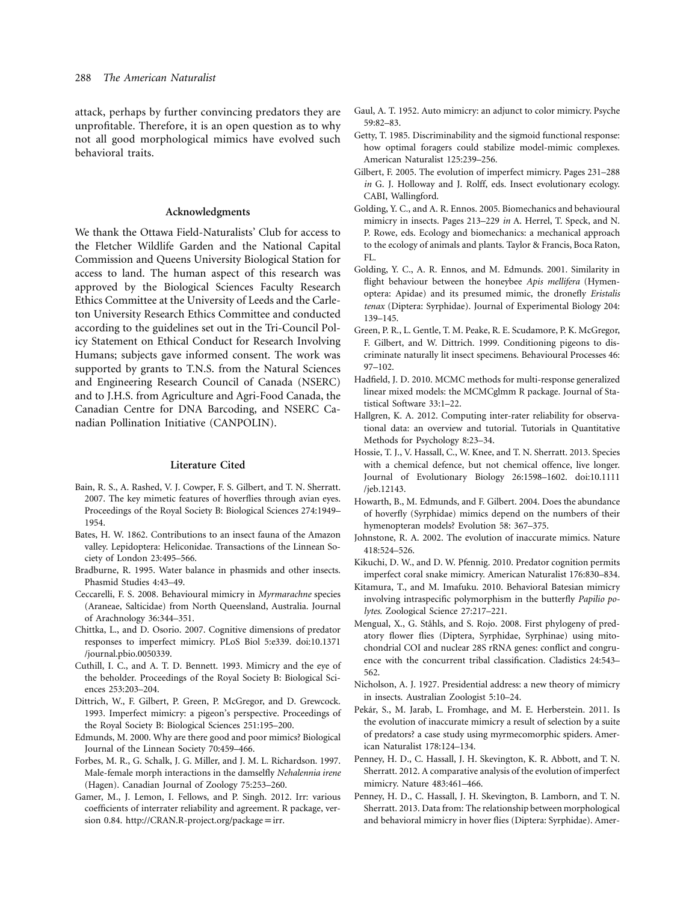attack, perhaps by further convincing predators they are unprofitable. Therefore, it is an open question as to why not all good morphological mimics have evolved such behavioral traits.

## Acknowledgments

We thank the Ottawa Field-Naturalists' Club for access to the Fletcher Wildlife Garden and the National Capital Commission and Queens University Biological Station for access to land. The human aspect of this research was approved by the Biological Sciences Faculty Research Ethics Committee at the University of Leeds and the Carleton University Research Ethics Committee and conducted according to the guidelines set out in the Tri-Council Policy Statement on Ethical Conduct for Research Involving Humans; subjects gave informed consent. The work was supported by grants to T.N.S. from the Natural Sciences and Engineering Research Council of Canada (NSERC) and to J.H.S. from Agriculture and Agri-Food Canada, the Canadian Centre for DNA Barcoding, and NSERC Canadian Pollination Initiative (CANPOLIN).

## Literature Cited

Bain, R. S., A. Rashed, V. J. Cowper, F. S. Gilbert, and T. N. Sherratt. 2007. The key mimetic features of hoverflies through avian eyes. Proceedings of the Royal Society B: Biological Sciences 274:1949–1954.

Bates, H. W. 1862. Contributions to an insect fauna of the Amazon valley. Lepidoptera: Heliconidae. Transactions of the Linnean Society of London 23:495–566.

Bradburne, R. 1995. Water balance in phasmids and other insects. Phasmid Studies 4:43–49.

Ceccarelli, F. S. 2008. Behavioural mimicry in *Myrmarachne* species (Araneae, Salticidae) from North Queensland, Australia. Journal of Arachnology 36:344–351.

Chittka, L., and D. Osorio. 2007. Cognitive dimensions of predator responses to imperfect mimicry. PLoS Biol 5:e339. doi:10.1371/journal.pbio.0050339.

Cuthill, I. C., and A. T. D. Bennett. 1993. Mimicry and the eye of the beholder. Proceedings of the Royal Society B: Biological Sciences 253:203–204.

Dittrich, W., F. Gilbert, P. Green, P. McGregor, and D. Grewcock. 1993. Imperfect mimicry: a pigeon's perspective. Proceedings of the Royal Society B: Biological Sciences 251:195–200.

Edmunds, M. 2000. Why are there good and poor mimics? Biological Journal of the Linnean Society 70:459–466.

Forbes, M. R., G. Schalk, J. G. Miller, and J. M. L. Richardson. 1997. Male-female morph interactions in the damselfly *Nehalennia irene* (Hagen). Canadian Journal of Zoology 75:253–260.

Gamer, M., J. Lemon, I. Fellows, and P. Singh. 2012. Irr: various coefficients of interrater reliability and agreement. R package, version 0.84. http://CRAN.R-project.org/package=irr.

Gaul, A. T. 1952. Auto mimicry: an adjunct to color mimicry. Psyche 59:82–83.

Getty, T. 1985. Discriminability and the sigmoid functional response: how optimal foragers could stabilize model-mimic complexes. American Naturalist 125:239–256.

Gilbert, F. 2005. The evolution of imperfect mimicry. Pages 231–288 *in* G. J. Holloway and J. Rolff, eds. Insect evolutionary ecology. CABI, Wallingford.

Golding, Y. C., and A. R. Ennos. 2005. Biomechanics and behavioural mimicry in insects. Pages 213–229 *in* A. Herrel, T. Speck, and N. P. Rowe, eds. Ecology and biomechanics: a mechanical approach to the ecology of animals and plants. Taylor & Francis, Boca Raton, FL.

Golding, Y. C., A. R. Ennos, and M. Edmunds. 2001. Similarity in flight behaviour between the honeybee *Apis mellifera* (Hymenoptera: Apidae) and its presumed mimic, the dronefly *Eristalis tenax* (Diptera: Syrphidae). Journal of Experimental Biology 204:139–145.

Green, P. R., L. Gentle, T. M. Peake, R. E. Scudamore, P. K. McGregor, F. Gilbert, and W. Dittrich. 1999. Conditioning pigeons to discriminate naturally lit insect specimens. Behavioural Processes 46:97–102.

Hadfield, J. D. 2010. MCMC methods for multi-response generalized linear mixed models: the MCMCglmm R package. Journal of Statistical Software 33:1–22.

Hallgren, K. A. 2012. Computing inter-rater reliability for observational data: an overview and tutorial. Tutorials in Quantitative Methods for Psychology 8:23–34.

Hossie, T. J., V. Hassall, C., W. Knee, and T. N. Sherratt. 2013. Species with a chemical defence, but not chemical offence, live longer. Journal of Evolutionary Biology 26:1598–1602. doi:10.1111/jeb.12143.

Howarth, B., M. Edmunds, and F. Gilbert. 2004. Does the abundance of hoverfly (Syrphidae) mimics depend on the numbers of their hymenopteran models? Evolution 58: 367–375.

Johnstone, R. A. 2002. The evolution of inaccurate mimics. Nature 418:524–526.

Kikuchi, D. W., and D. W. Pfennig. 2010. Predator cognition permits imperfect coral snake mimicry. American Naturalist 176:830–834.

Kitamura, T., and M. Imafuku. 2010. Behavioral Batesian mimicry involving intraspecific polymorphism in the butterfly *Papilio polytes*. Zoological Science 27:217–221.

Mengual, X., G. Ståhls, and S. Rojo. 2008. First phylogeny of predatory flower flies (Diptera, Syrphidae, Syrphinae) using mitochondrial COI and nuclear 28S rRNA genes: conflict and congruence with the concurrent tribal classification. Cladistics 24:543–562.

Nicholson, A. J. 1927. Presidential address: a new theory of mimicry in insects. Australian Zoologist 5:10–24.

Pekár, S., M. Jarab, L. Fromhage, and M. E. Herberstein. 2011. Is the evolution of inaccurate mimicry a result of selection by a suite of predators? a case study using myrmecomorphic spiders. American Naturalist 178:124–134.

Penney, H. D., C. Hassall, J. H. Skevington, K. R. Abbott, and T. N. Sherratt. 2012. A comparative analysis of the evolution of imperfect mimicry. Nature 483:461–466.

Penney, H. D., C. Hassall, J. H. Skevington, B. Lamborn, and T. N. Sherratt. 2013. Data from: The relationship between morphological and behavioral mimicry in hover flies (Diptera: Syrphidae). Amer-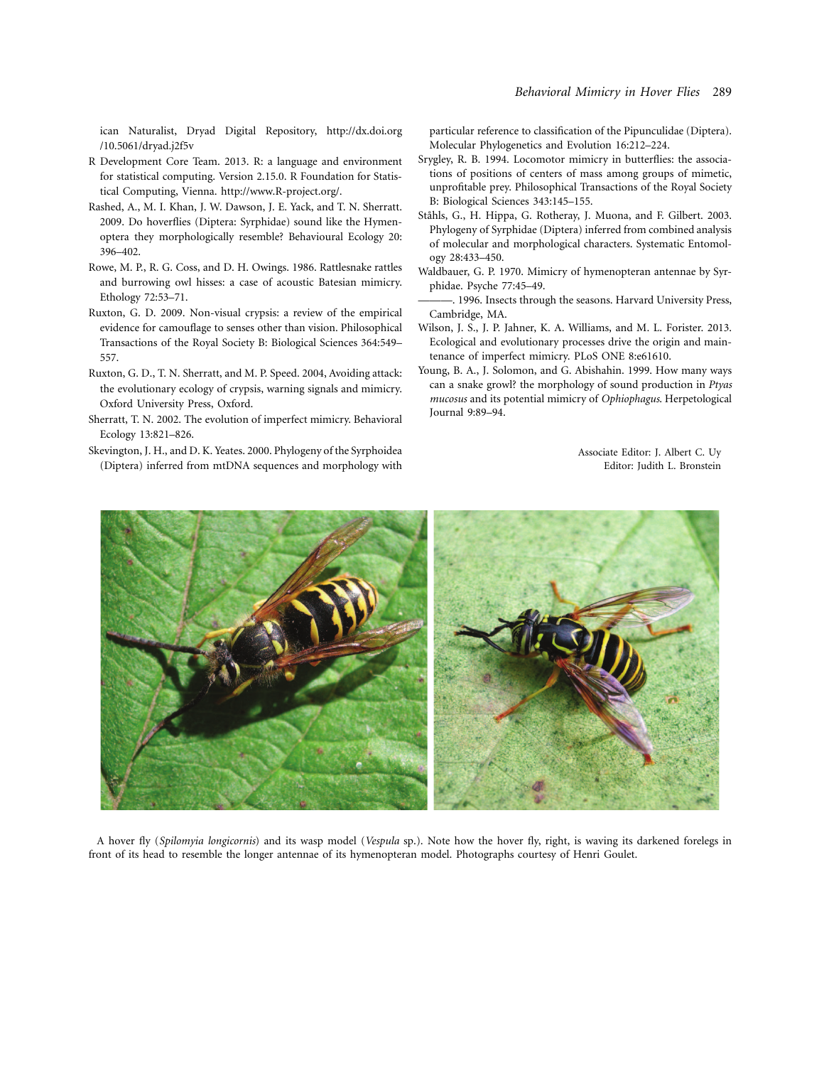ican Naturalist, Dryad Digital Repository, http://dx.doi.org/10.5061/dryad.j2f5v

R Development Core Team. 2013. R: a language and environment for statistical computing. Version 2.15.0. R Foundation for Statistical Computing, Vienna. http://www.R-project.org/.

Rashed, A., M. I. Khan, J. W. Dawson, J. E. Yack, and T. N. Sherratt. 2009. Do hoverflies (Diptera: Syrphidae) sound like the Hymenoptera they morphologically resemble? Behavioural Ecology 20: 396–402.

Rowe, M. P., R. G. Coss, and D. H. Owings. 1986. Rattlesnake rattles and burrowing owl hisses: a case of acoustic Batesian mimicry. Ethology 72:53–71.

Ruxton, G. D. 2009. Non-visual crypsis: a review of the empirical evidence for camouflage to senses other than vision. Philosophical Transactions of the Royal Society B: Biological Sciences 364:549–557.

Ruxton, G. D., T. N. Sherratt, and M. P. Speed. 2004, Avoiding attack: the evolutionary ecology of crypsis, warning signals and mimicry. Oxford University Press, Oxford.

Sherratt, T. N. 2002. The evolution of imperfect mimicry. Behavioral Ecology 13:821–826.

Skevington, J. H., and D. K. Yeates. 2000. Phylogeny of the Syrphoidea (Diptera) inferred from mtDNA sequences and morphology with particular reference to classification of the Pipunculidae (Diptera). Molecular Phylogenetics and Evolution 16:212–224.

Srygley, R. B. 1994. Locomotor mimicry in butterflies: the associations of positions of centers of mass among groups of mimetic, unprofitable prey. Philosophical Transactions of the Royal Society B: Biological Sciences 343:145–155.

Ståhls, G., H. Hippa, G. Rotheray, J. Muona, and F. Gilbert. 2003. Phylogeny of Syrphidae (Diptera) inferred from combined analysis of molecular and morphological characters. Systematic Entomology 28:433–450.

Waldbauer, G. P. 1970. Mimicry of hymenopteran antennae by Syrphidae. Psyche 77:45–49.

———. 1996. Insects through the seasons. Harvard University Press, Cambridge, MA.

Wilson, J. S., J. P. Jahner, K. A. Williams, and M. L. Forister. 2013. Ecological and evolutionary processes drive the origin and maintenance of imperfect mimicry. PLoS ONE 8:e61610.

Young, B. A., J. Solomon, and G. Abishahin. 1999. How many ways can a snake growl? the morphology of sound production in *Ptyas mucosus* and its potential mimicry of *Ophiophagus*. Herpetological Journal 9:89–94.

Associate Editor: J. Albert C. Uy
Editor: Judith L. Bronstein

A hover fly (*Spilomyia longicornis*) and its wasp model (*Vespula* sp.). Note how the hover fly, right, is waving its darkened forelegs in front of its head to resemble the longer antennae of its hymenopteran model. Photographs courtesy of Henri Goulet.